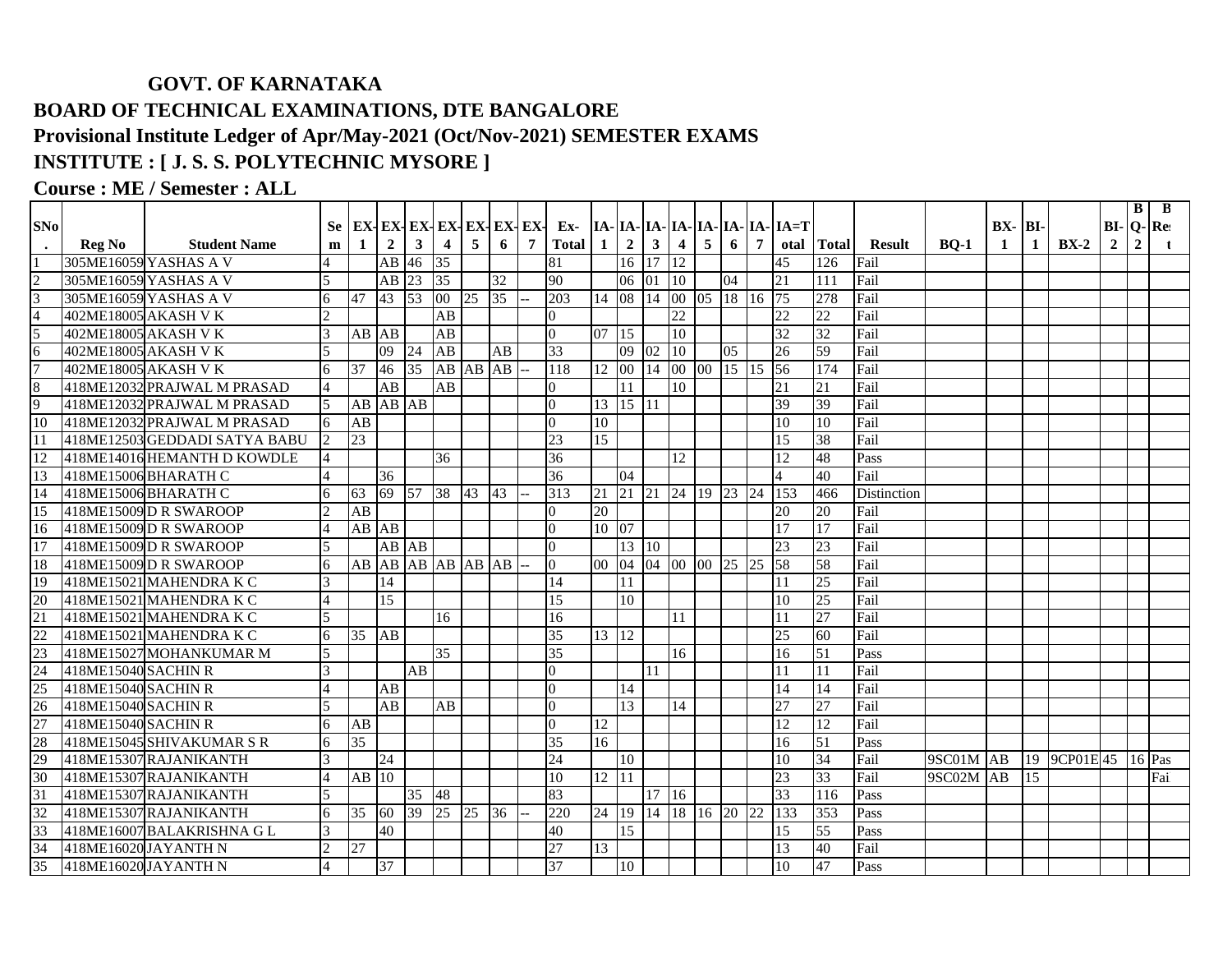# GOVT. OF KARNATAKA

## BOARD OF TECHNICAL EXAMINATIONS, DTE BANGALORE

## Provisional Institute Ledger of Apr/May-2021 (Oct/Nov-2021) SEMESTER EXAMS

## INSTITUTE : [ J. S. S. POLYTECHNIC MYSORE ]

## Course : ME / Semester : ALL

| SNo. | Reg No | Student Name | Sem | EX-1 | EX-2 | EX-3 | EX-4 | EX-5 | EX-6 | EX-7 | Ex-Total | IA-1 | IA-2 | IA-3 | IA-4 | IA-5 | IA-6 | IA-7 | IA=Total | Total | Result | BQ-1 | BX-1 | BI-1 | BX-2 | BI-2 | BQ-2 | BRes t |
|---|---|---|---|---|---|---|---|---|---|---|---|---|---|---|---|---|---|---|---|---|---|---|---|---|---|---|---|---|
| 1 | 305ME16059 | YASHAS A V | 4 | | AB | 46 | 35 | | | | 81 | | 16 | 17 | 12 | | | | 45 | 126 | Fail | | | | | | | |
| 2 | 305ME16059 | YASHAS A V | 5 | | AB | 23 | 35 | | 32 | | 90 | | 06 | 01 | 10 | | 04 | | 21 | 111 | Fail | | | | | | | |
| 3 | 305ME16059 | YASHAS A V | 6 | 47 | 43 | 53 | 00 | 25 | 35 | -- | 203 | 14 | 08 | 14 | 00 | 05 | 18 | 16 | 75 | 278 | Fail | | | | | | | |
| 4 | 402ME18005 | AKASH V K | 2 | | | | AB | | | | 0 | | | | 22 | | | | 22 | 22 | Fail | | | | | | | |
| 5 | 402ME18005 | AKASH V K | 3 | AB | AB | | AB | | | | 0 | 07 | 15 | | 10 | | | | 32 | 32 | Fail | | | | | | | |
| 6 | 402ME18005 | AKASH V K | 5 | | 09 | 24 | AB | | AB | | 33 | | 09 | 02 | 10 | | 05 | | 26 | 59 | Fail | | | | | | | |
| 7 | 402ME18005 | AKASH V K | 6 | 37 | 46 | 35 | AB | AB | AB | -- | 118 | 12 | 00 | 14 | 00 | 00 | 15 | 15 | 56 | 174 | Fail | | | | | | | |
| 8 | 418ME12032 | PRAJWAL M PRASAD | 4 | | AB | | AB | | | | 0 | | 11 | | 10 | | | | 21 | 21 | Fail | | | | | | | |
| 9 | 418ME12032 | PRAJWAL M PRASAD | 5 | AB | AB | AB | | | | | 0 | 13 | 15 | 11 | | | | | 39 | 39 | Fail | | | | | | | |
| 10 | 418ME12032 | PRAJWAL M PRASAD | 6 | AB | | | | | | | 0 | 10 | | | | | | | 10 | 10 | Fail | | | | | | | |
| 11 | 418ME12503 | GEDDADI SATYA BABU | 2 | 23 | | | | | | | 23 | 15 | | | | | | | 15 | 38 | Fail | | | | | | | |
| 12 | 418ME14016 | HEMANTH D KOWDLE | 4 | | | | 36 | | | | 36 | | | | 12 | | | | 12 | 48 | Pass | | | | | | | |
| 13 | 418ME15006 | BHARATH C | 4 | | 36 | | | | | | 36 | | 04 | | | | | | 4 | 40 | Fail | | | | | | | |
| 14 | 418ME15006 | BHARATH C | 6 | 63 | 69 | 57 | 38 | 43 | 43 | -- | 313 | 21 | 21 | 21 | 24 | 19 | 23 | 24 | 153 | 466 | Distinction | | | | | | | |
| 15 | 418ME15009 | D R SWAROOP | 2 | AB | | | | | | | 0 | 20 | | | | | | | 20 | 20 | Fail | | | | | | | |
| 16 | 418ME15009 | D R SWAROOP | 4 | AB | AB | | | | | | 0 | 10 | 07 | | | | | | 17 | 17 | Fail | | | | | | | |
| 17 | 418ME15009 | D R SWAROOP | 5 | | AB | AB | | | | | 0 | | 13 | 10 | | | | | 23 | 23 | Fail | | | | | | | |
| 18 | 418ME15009 | D R SWAROOP | 6 | AB | AB | AB | AB | AB | AB | -- | 0 | 00 | 04 | 04 | 00 | 00 | 25 | 25 | 58 | 58 | Fail | | | | | | | |
| 19 | 418ME15021 | MAHENDRA K C | 3 | | 14 | | | | | | 14 | | 11 | | | | | | 11 | 25 | Fail | | | | | | | |
| 20 | 418ME15021 | MAHENDRA K C | 4 | | 15 | | | | | | 15 | | 10 | | | | | | 10 | 25 | Fail | | | | | | | |
| 21 | 418ME15021 | MAHENDRA K C | 5 | | | | 16 | | | | 16 | | | | 11 | | | | 11 | 27 | Fail | | | | | | | |
| 22 | 418ME15021 | MAHENDRA K C | 6 | 35 | AB | | | | | | 35 | 13 | 12 | | | | | | 25 | 60 | Fail | | | | | | | |
| 23 | 418ME15027 | MOHANKUMAR M | 5 | | | | 35 | | | | 35 | | | | 16 | | | | 16 | 51 | Pass | | | | | | | |
| 24 | 418ME15040 | SACHIN R | 3 | | | AB | | | | | 0 | | | 11 | | | | | 11 | 11 | Fail | | | | | | | |
| 25 | 418ME15040 | SACHIN R | 4 | | AB | | | | | | 0 | | 14 | | | | | | 14 | 14 | Fail | | | | | | | |
| 26 | 418ME15040 | SACHIN R | 5 | | AB | | AB | | | | 0 | | 13 | | 14 | | | | 27 | 27 | Fail | | | | | | | |
| 27 | 418ME15040 | SACHIN R | 6 | AB | | | | | | | 0 | 12 | | | | | | | 12 | 12 | Fail | | | | | | | |
| 28 | 418ME15045 | SHIVAKUMAR S R | 6 | 35 | | | | | | | 35 | 16 | | | | | | | 16 | 51 | Pass | | | | | | | |
| 29 | 418ME15307 | RAJANIKANTH | 3 | | 24 | | | | | | 24 | | 10 | | | | | | 10 | 34 | Fail | 9SC01M | AB | 19 | 9CP01E | 45 | 16 | Pas |
| 30 | 418ME15307 | RAJANIKANTH | 4 | AB | 10 | | | | | | 10 | 12 | 11 | | | | | | 23 | 33 | Fail | 9SC02M | AB | 15 | | | | Fai |
| 31 | 418ME15307 | RAJANIKANTH | 5 | | | 35 | 48 | | | | 83 | | | 17 | 16 | | | | 33 | 116 | Pass | | | | | | | |
| 32 | 418ME15307 | RAJANIKANTH | 6 | 35 | 60 | 39 | 25 | 25 | 36 | -- | 220 | 24 | 19 | 14 | 18 | 16 | 20 | 22 | 133 | 353 | Pass | | | | | | | |
| 33 | 418ME16007 | BALAKRISHNA G L | 3 | | 40 | | | | | | 40 | | 15 | | | | | | 15 | 55 | Pass | | | | | | | |
| 34 | 418ME16020 | JAYANTH N | 2 | 27 | | | | | | | 27 | 13 | | | | | | | 13 | 40 | Fail | | | | | | | |
| 35 | 418ME16020 | JAYANTH N | 4 | | 37 | | | | | | 37 | | 10 | | | | | | 10 | 47 | Pass | | | | | | | |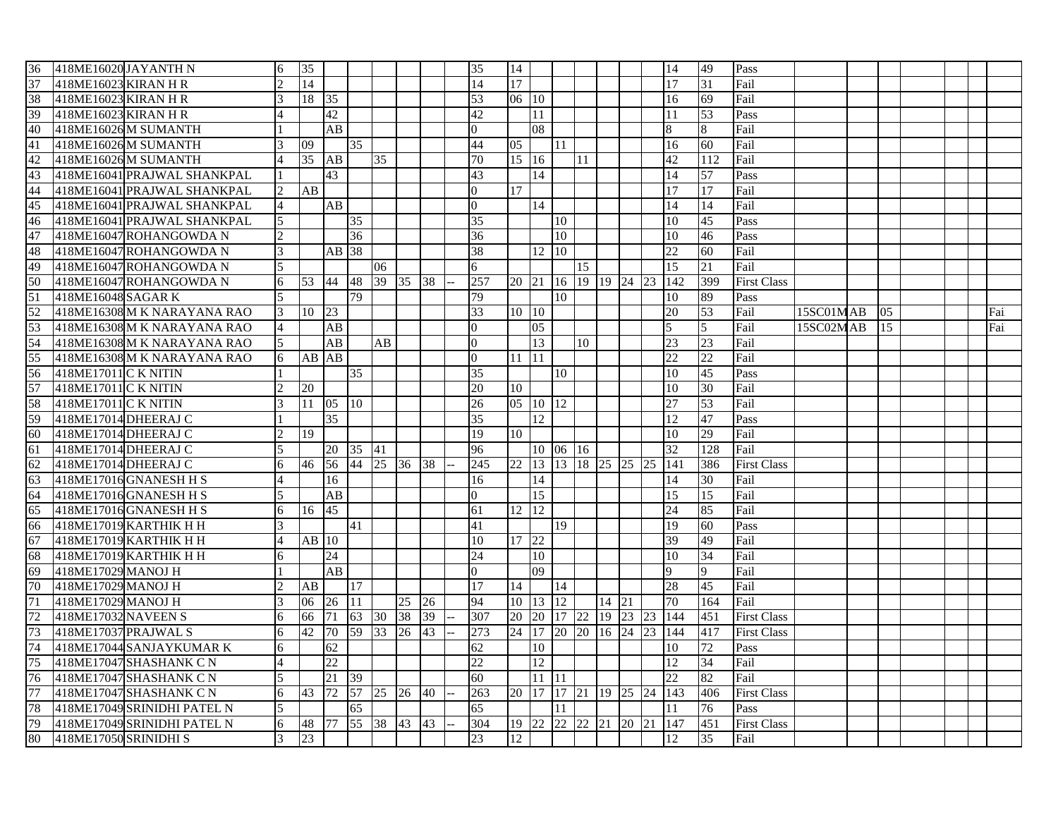| | | | | | | | | | | | | | | | | | | | | | | | | | | | | |
|---|---|---|---|---|---|---|---|---|---|---|---|---|---|---|---|---|---|---|---|---|---|---|---|---|---|---|---|---|
| 36 | 418ME16020 | JAYANTH N | 6 | 35 | | | | | | | 35 | 14 | | | | | | | 14 | 49 | Pass | | | | | | | |
| 37 | 418ME16023 | KIRAN H R | 2 | 14 | | | | | | | 14 | 17 | | | | | | | 17 | 31 | Fail | | | | | | | |
| 38 | 418ME16023 | KIRAN H R | 3 | 18 | 35 | | | | | | 53 | 06 | 10 | | | | | | 16 | 69 | Fail | | | | | | | |
| 39 | 418ME16023 | KIRAN H R | 4 | | 42 | | | | | | 42 | | 11 | | | | | | 11 | 53 | Pass | | | | | | | |
| 40 | 418ME16026 | M SUMANTH | 1 | | AB | | | | | | 0 | | 08 | | | | | | 8 | 8 | Fail | | | | | | | |
| 41 | 418ME16026 | M SUMANTH | 3 | 09 | | 35 | | | | | 44 | 05 | | 11 | | | | | 16 | 60 | Fail | | | | | | | |
| 42 | 418ME16026 | M SUMANTH | 4 | 35 | AB | | 35 | | | | 70 | 15 | 16 | | 11 | | | | 42 | 112 | Fail | | | | | | | |
| 43 | 418ME16041 | PRAJWAL SHANKPAL | 1 | | 43 | | | | | | 43 | | 14 | | | | | | 14 | 57 | Pass | | | | | | | |
| 44 | 418ME16041 | PRAJWAL SHANKPAL | 2 | AB | | | | | | | 0 | 17 | | | | | | | 17 | 17 | Fail | | | | | | | |
| 45 | 418ME16041 | PRAJWAL SHANKPAL | 4 | | AB | | | | | | 0 | | 14 | | | | | | 14 | 14 | Fail | | | | | | | |
| 46 | 418ME16041 | PRAJWAL SHANKPAL | 5 | | | 35 | | | | | 35 | | | 10 | | | | | 10 | 45 | Pass | | | | | | | |
| 47 | 418ME16047 | ROHANGOWDA N | 2 | | | 36 | | | | | 36 | | | 10 | | | | | 10 | 46 | Pass | | | | | | | |
| 48 | 418ME16047 | ROHANGOWDA N | 3 | | AB | 38 | | | | | 38 | | 12 | 10 | | | | | 22 | 60 | Fail | | | | | | | |
| 49 | 418ME16047 | ROHANGOWDA N | 5 | | | | 06 | | | | 6 | | | | 15 | | | | 15 | 21 | Fail | | | | | | | |
| 50 | 418ME16047 | ROHANGOWDA N | 6 | 53 | 44 | 48 | 39 | 35 | 38 | -- | 257 | 20 | 21 | 16 | 19 | 19 | 24 | 23 | 142 | 399 | First Class | | | | | | | |
| 51 | 418ME16048 | SAGAR K | 5 | | | 79 | | | | | 79 | | | 10 | | | | | 10 | 89 | Pass | | | | | | | |
| 52 | 418ME16308 | M K NARAYANA RAO | 3 | 10 | 23 | | | | | | 33 | 10 | 10 | | | | | | 20 | 53 | Fail | 15SC01M | AB | 05 | | | | Fai |
| 53 | 418ME16308 | M K NARAYANA RAO | 4 | | AB | | | | | | 0 | | 05 | | | | | | 5 | 5 | Fail | 15SC02M | AB | 15 | | | | Fai |
| 54 | 418ME16308 | M K NARAYANA RAO | 5 | | AB | | AB | | | | 0 | | 13 | | 10 | | | | 23 | 23 | Fail | | | | | | | |
| 55 | 418ME16308 | M K NARAYANA RAO | 6 | AB | AB | | | | | | 0 | 11 | 11 | | | | | | 22 | 22 | Fail | | | | | | | |
| 56 | 418ME17011 | C K NITIN | 1 | | | 35 | | | | | 35 | | | 10 | | | | | 10 | 45 | Pass | | | | | | | |
| 57 | 418ME17011 | C K NITIN | 2 | 20 | | | | | | | 20 | 10 | | | | | | | 10 | 30 | Fail | | | | | | | |
| 58 | 418ME17011 | C K NITIN | 3 | 11 | 05 | 10 | | | | | 26 | 05 | 10 | 12 | | | | | 27 | 53 | Fail | | | | | | | |
| 59 | 418ME17014 | DHEERAJ C | 1 | | 35 | | | | | | 35 | | 12 | | | | | | 12 | 47 | Pass | | | | | | | |
| 60 | 418ME17014 | DHEERAJ C | 2 | 19 | | | | | | | 19 | 10 | | | | | | | 10 | 29 | Fail | | | | | | | |
| 61 | 418ME17014 | DHEERAJ C | 5 | | 20 | 35 | 41 | | | | 96 | | 10 | 06 | 16 | | | | 32 | 128 | Fail | | | | | | | |
| 62 | 418ME17014 | DHEERAJ C | 6 | 46 | 56 | 44 | 25 | 36 | 38 | -- | 245 | 22 | 13 | 13 | 18 | 25 | 25 | 25 | 141 | 386 | First Class | | | | | | | |
| 63 | 418ME17016 | GNANESH H S | 4 | | 16 | | | | | | 16 | | 14 | | | | | | 14 | 30 | Fail | | | | | | | |
| 64 | 418ME17016 | GNANESH H S | 5 | | AB | | | | | | 0 | | 15 | | | | | | 15 | 15 | Fail | | | | | | | |
| 65 | 418ME17016 | GNANESH H S | 6 | 16 | 45 | | | | | | 61 | 12 | 12 | | | | | | 24 | 85 | Fail | | | | | | | |
| 66 | 418ME17019 | KARTHIK H H | 3 | | | 41 | | | | | 41 | | | 19 | | | | | 19 | 60 | Pass | | | | | | | |
| 67 | 418ME17019 | KARTHIK H H | 4 | AB | 10 | | | | | | 10 | 17 | 22 | | | | | | 39 | 49 | Fail | | | | | | | |
| 68 | 418ME17019 | KARTHIK H H | 6 | | 24 | | | | | | 24 | | 10 | | | | | | 10 | 34 | Fail | | | | | | | |
| 69 | 418ME17029 | MANOJ H | 1 | | AB | | | | | | 0 | | 09 | | | | | | 9 | 9 | Fail | | | | | | | |
| 70 | 418ME17029 | MANOJ H | 2 | AB | | 17 | | | | | 17 | 14 | | 14 | | | | | 28 | 45 | Fail | | | | | | | |
| 71 | 418ME17029 | MANOJ H | 3 | 06 | 26 | 11 | | 25 | 26 | | 94 | 10 | 13 | 12 | | 14 | 21 | | 70 | 164 | Fail | | | | | | | |
| 72 | 418ME17032 | NAVEEN S | 6 | 66 | 71 | 63 | 30 | 38 | 39 | -- | 307 | 20 | 20 | 17 | 22 | 19 | 23 | 23 | 144 | 451 | First Class | | | | | | | |
| 73 | 418ME17037 | PRAJWAL S | 6 | 42 | 70 | 59 | 33 | 26 | 43 | -- | 273 | 24 | 17 | 20 | 20 | 16 | 24 | 23 | 144 | 417 | First Class | | | | | | | |
| 74 | 418ME17044 | SANJAYKUMAR K | 6 | | 62 | | | | | | 62 | | 10 | | | | | | 10 | 72 | Pass | | | | | | | |
| 75 | 418ME17047 | SHASHANK C N | 4 | | 22 | | | | | | 22 | | 12 | | | | | | 12 | 34 | Fail | | | | | | | |
| 76 | 418ME17047 | SHASHANK C N | 5 | | 21 | 39 | | | | | 60 | | 11 | 11 | | | | | 22 | 82 | Fail | | | | | | | |
| 77 | 418ME17047 | SHASHANK C N | 6 | 43 | 72 | 57 | 25 | 26 | 40 | -- | 263 | 20 | 17 | 17 | 21 | 19 | 25 | 24 | 143 | 406 | First Class | | | | | | | |
| 78 | 418ME17049 | SRINIDHI PATEL N | 5 | | | 65 | | | | | 65 | | | 11 | | | | | 11 | 76 | Pass | | | | | | | |
| 79 | 418ME17049 | SRINIDHI PATEL N | 6 | 48 | 77 | 55 | 38 | 43 | 43 | -- | 304 | 19 | 22 | 22 | 22 | 21 | 20 | 21 | 147 | 451 | First Class | | | | | | | |
| 80 | 418ME17050 | SRINIDHI S | 3 | 23 | | | | | | | 23 | 12 | | | | | | | 12 | 35 | Fail | | | | | | | |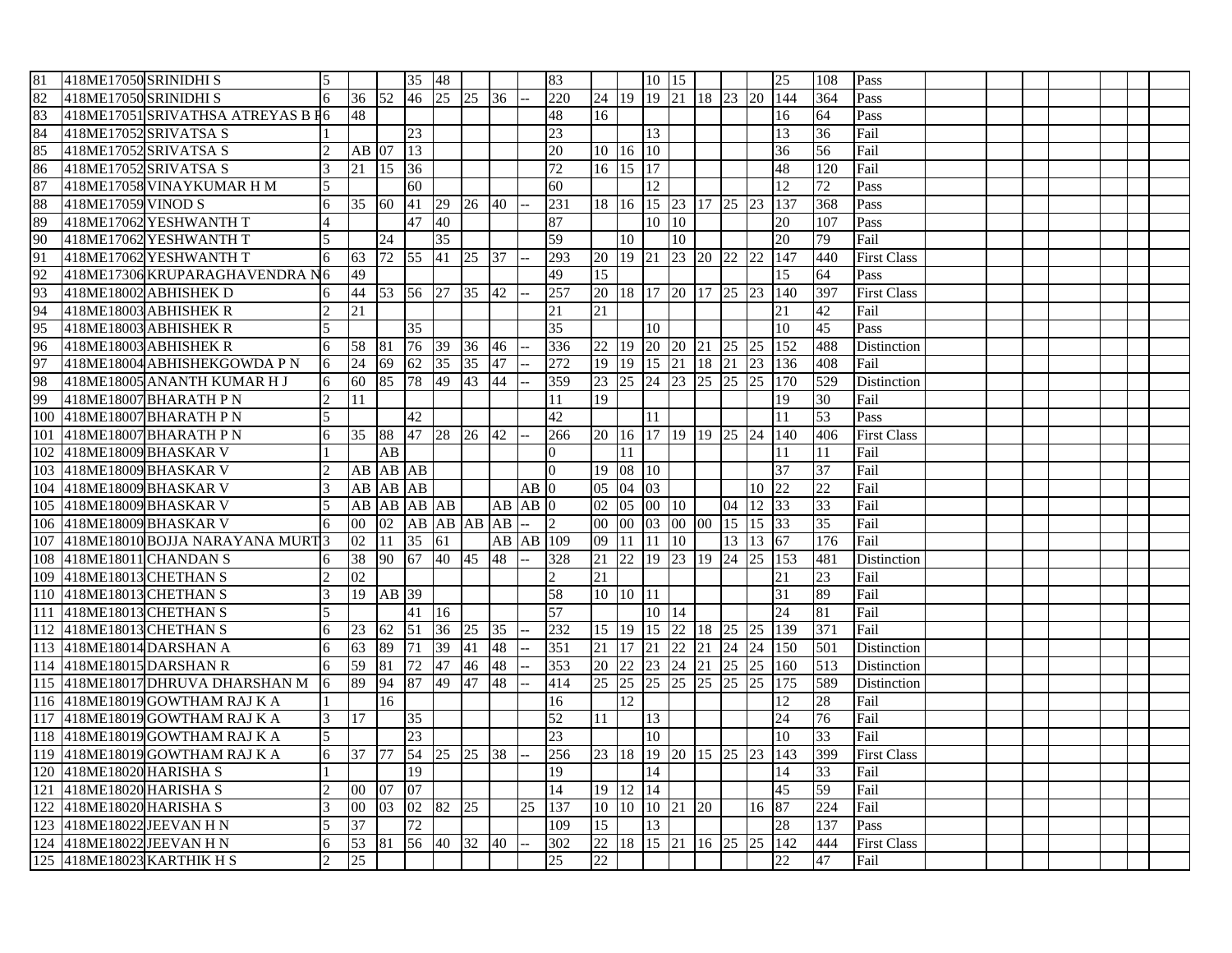| | | | | | | | | | | | | | | | | | | | | | |
|---|---|---|---|---|---|---|---|---|---|---|---|---|---|---|---|---|---|---|---|---|---|
| 81 | 418ME17050 | SRINIDHI S | 5 | | | 35 | 48 | | | | 83 | | | 10 | 15 | | | | 25 | 108 | Pass |
| 82 | 418ME17050 | SRINIDHI S | 6 | 36 | 52 | 46 | 25 | 25 | 36 | -- | 220 | 24 | 19 | 19 | 21 | 18 | 23 | 20 | 144 | 364 | Pass |
| 83 | 418ME17051 | SRIVATHSA ATREYAS B F | 6 | 48 | | | | | | | 48 | 16 | | | | | | | 16 | 64 | Pass |
| 84 | 418ME17052 | SRIVATSA S | 1 | | | 23 | | | | | 23 | | | 13 | | | | | 13 | 36 | Fail |
| 85 | 418ME17052 | SRIVATSA S | 2 | AB | 07 | 13 | | | | | 20 | 10 | 16 | 10 | | | | | 36 | 56 | Fail |
| 86 | 418ME17052 | SRIVATSA S | 3 | 21 | 15 | 36 | | | | | 72 | 16 | 15 | 17 | | | | | 48 | 120 | Fail |
| 87 | 418ME17058 | VINAYKUMAR H M | 5 | | | 60 | | | | | 60 | | | 12 | | | | | 12 | 72 | Pass |
| 88 | 418ME17059 | VINOD S | 6 | 35 | 60 | 41 | 29 | 26 | 40 | -- | 231 | 18 | 16 | 15 | 23 | 17 | 25 | 23 | 137 | 368 | Pass |
| 89 | 418ME17062 | YESHWANTH T | 4 | | | 47 | 40 | | | | 87 | | | 10 | 10 | | | | 20 | 107 | Pass |
| 90 | 418ME17062 | YESHWANTH T | 5 | | 24 | | 35 | | | | 59 | | 10 | | 10 | | | | 20 | 79 | Fail |
| 91 | 418ME17062 | YESHWANTH T | 6 | 63 | 72 | 55 | 41 | 25 | 37 | -- | 293 | 20 | 19 | 21 | 23 | 20 | 22 | 22 | 147 | 440 | First Class |
| 92 | 418ME17306 | KRUPARAGHAVENDRA N | 6 | 49 | | | | | | | 49 | 15 | | | | | | | 15 | 64 | Pass |
| 93 | 418ME18002 | ABHISHEK D | 6 | 44 | 53 | 56 | 27 | 35 | 42 | -- | 257 | 20 | 18 | 17 | 20 | 17 | 25 | 23 | 140 | 397 | First Class |
| 94 | 418ME18003 | ABHISHEK R | 2 | 21 | | | | | | | 21 | 21 | | | | | | | 21 | 42 | Fail |
| 95 | 418ME18003 | ABHISHEK R | 5 | | | 35 | | | | | 35 | | | 10 | | | | | 10 | 45 | Pass |
| 96 | 418ME18003 | ABHISHEK R | 6 | 58 | 81 | 76 | 39 | 36 | 46 | -- | 336 | 22 | 19 | 20 | 20 | 21 | 25 | 25 | 152 | 488 | Distinction |
| 97 | 418ME18004 | ABHISHEKGOWDA P N | 6 | 24 | 69 | 62 | 35 | 35 | 47 | -- | 272 | 19 | 19 | 15 | 21 | 18 | 21 | 23 | 136 | 408 | Fail |
| 98 | 418ME18005 | ANANTH KUMAR H J | 6 | 60 | 85 | 78 | 49 | 43 | 44 | -- | 359 | 23 | 25 | 24 | 23 | 25 | 25 | 25 | 170 | 529 | Distinction |
| 99 | 418ME18007 | BHARATH P N | 2 | 11 | | | | | | | 11 | 19 | | | | | | | 19 | 30 | Fail |
| 100 | 418ME18007 | BHARATH P N | 5 | | | 42 | | | | | 42 | | | 11 | | | | | 11 | 53 | Pass |
| 101 | 418ME18007 | BHARATH P N | 6 | 35 | 88 | 47 | 28 | 26 | 42 | -- | 266 | 20 | 16 | 17 | 19 | 19 | 25 | 24 | 140 | 406 | First Class |
| 102 | 418ME18009 | BHASKAR V | 1 | | AB | | | | | | 0 | | 11 | | | | | | 11 | 11 | Fail |
| 103 | 418ME18009 | BHASKAR V | 2 | AB | AB | AB | | | | | 0 | 19 | 08 | 10 | | | | | 37 | 37 | Fail |
| 104 | 418ME18009 | BHASKAR V | 3 | AB | AB | AB | | | | AB | 0 | 05 | 04 | 03 | | | | 10 | 22 | 22 | Fail |
| 105 | 418ME18009 | BHASKAR V | 5 | AB | AB | AB | AB | | AB | AB | 0 | 02 | 05 | 00 | 10 | | 04 | 12 | 33 | 33 | Fail |
| 106 | 418ME18009 | BHASKAR V | 6 | 00 | 02 | AB | AB | AB | AB | -- | 2 | 00 | 00 | 03 | 00 | 00 | 15 | 15 | 33 | 35 | Fail |
| 107 | 418ME18010 | BOJJA NARAYANA MURT | 3 | 02 | 11 | 35 | 61 | | AB | AB | 109 | 09 | 11 | 11 | 10 | | 13 | 13 | 67 | 176 | Fail |
| 108 | 418ME18011 | CHANDAN S | 6 | 38 | 90 | 67 | 40 | 45 | 48 | -- | 328 | 21 | 22 | 19 | 23 | 19 | 24 | 25 | 153 | 481 | Distinction |
| 109 | 418ME18013 | CHETHAN S | 2 | 02 | | | | | | | 2 | 21 | | | | | | | 21 | 23 | Fail |
| 110 | 418ME18013 | CHETHAN S | 3 | 19 | AB | 39 | | | | | 58 | 10 | 10 | 11 | | | | | 31 | 89 | Fail |
| 111 | 418ME18013 | CHETHAN S | 5 | | | 41 | 16 | | | | 57 | | | 10 | 14 | | | | 24 | 81 | Fail |
| 112 | 418ME18013 | CHETHAN S | 6 | 23 | 62 | 51 | 36 | 25 | 35 | -- | 232 | 15 | 19 | 15 | 22 | 18 | 25 | 25 | 139 | 371 | Fail |
| 113 | 418ME18014 | DARSHAN A | 6 | 63 | 89 | 71 | 39 | 41 | 48 | -- | 351 | 21 | 17 | 21 | 22 | 21 | 24 | 24 | 150 | 501 | Distinction |
| 114 | 418ME18015 | DARSHAN R | 6 | 59 | 81 | 72 | 47 | 46 | 48 | -- | 353 | 20 | 22 | 23 | 24 | 21 | 25 | 25 | 160 | 513 | Distinction |
| 115 | 418ME18017 | DHRUVA DHARSHAN M | 6 | 89 | 94 | 87 | 49 | 47 | 48 | -- | 414 | 25 | 25 | 25 | 25 | 25 | 25 | 25 | 175 | 589 | Distinction |
| 116 | 418ME18019 | GOWTHAM RAJ K A | 1 | | 16 | | | | | | 16 | | 12 | | | | | | 12 | 28 | Fail |
| 117 | 418ME18019 | GOWTHAM RAJ K A | 3 | 17 | | 35 | | | | | 52 | 11 | | 13 | | | | | 24 | 76 | Fail |
| 118 | 418ME18019 | GOWTHAM RAJ K A | 5 | | | 23 | | | | | 23 | | | 10 | | | | | 10 | 33 | Fail |
| 119 | 418ME18019 | GOWTHAM RAJ K A | 6 | 37 | 77 | 54 | 25 | 25 | 38 | -- | 256 | 23 | 18 | 19 | 20 | 15 | 25 | 23 | 143 | 399 | First Class |
| 120 | 418ME18020 | HARISHA S | 1 | | | 19 | | | | | 19 | | | 14 | | | | | 14 | 33 | Fail |
| 121 | 418ME18020 | HARISHA S | 2 | 00 | 07 | 07 | | | | | 14 | 19 | 12 | 14 | | | | | 45 | 59 | Fail |
| 122 | 418ME18020 | HARISHA S | 3 | 00 | 03 | 02 | 82 | 25 | | 25 | 137 | 10 | 10 | 10 | 21 | 20 | | 16 | 87 | 224 | Fail |
| 123 | 418ME18022 | JEEVAN H N | 5 | 37 | | 72 | | | | | 109 | 15 | | 13 | | | | | 28 | 137 | Pass |
| 124 | 418ME18022 | JEEVAN H N | 6 | 53 | 81 | 56 | 40 | 32 | 40 | -- | 302 | 22 | 18 | 15 | 21 | 16 | 25 | 25 | 142 | 444 | First Class |
| 125 | 418ME18023 | KARTHIK H S | 2 | 25 | | | | | | | 25 | 22 | | | | | | | 22 | 47 | Fail |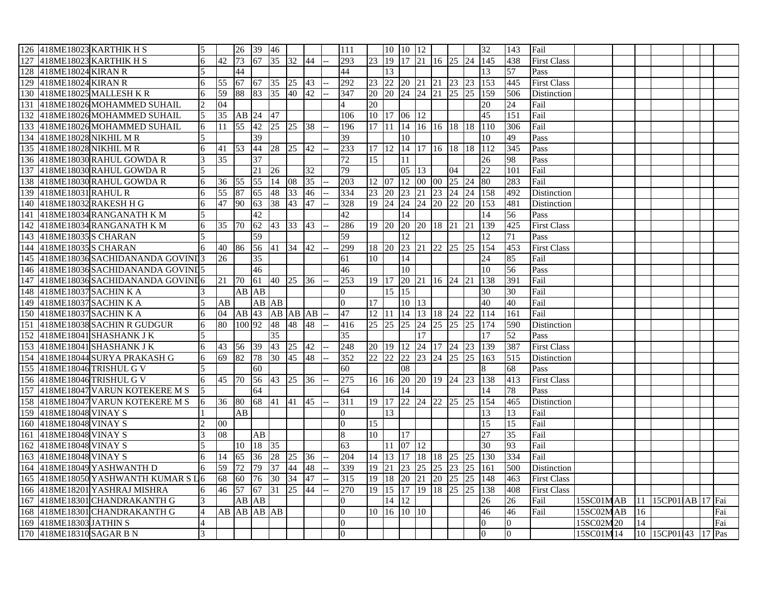| | | | | | | | | | | | | | | | | | | | | | | | | | | | | |
|---|---|---|---|---|---|---|---|---|---|---|---|---|---|---|---|---|---|---|---|---|---|---|---|---|---|---|---|---|
| 126 | 418ME18023 | KARTHIK H S | 5 | | 26 | 39 | 46 | | | | 111 | | 10 | 10 | 12 | | | | 32 | 143 | Fail | | | | | | | |
| 127 | 418ME18023 | KARTHIK H S | 6 | 42 | 73 | 67 | 35 | 32 | 44 | -- | 293 | 23 | 19 | 17 | 21 | 16 | 25 | 24 | 145 | 438 | First Class | | | | | | | |
| 128 | 418ME18024 | KIRAN R | 5 | | 44 | | | | | | 44 | | 13 | | | | | | 13 | 57 | Pass | | | | | | | |
| 129 | 418ME18024 | KIRAN R | 6 | 55 | 67 | 67 | 35 | 25 | 43 | -- | 292 | 23 | 22 | 20 | 21 | 21 | 23 | 23 | 153 | 445 | First Class | | | | | | | |
| 130 | 418ME18025 | MALLESH K R | 6 | 59 | 88 | 83 | 35 | 40 | 42 | -- | 347 | 20 | 20 | 24 | 24 | 21 | 25 | 25 | 159 | 506 | Distinction | | | | | | | |
| 131 | 418ME18026 | MOHAMMED SUHAIL | 2 | 04 | | | | | | | 4 | 20 | | | | | | | 20 | 24 | Fail | | | | | | | |
| 132 | 418ME18026 | MOHAMMED SUHAIL | 5 | 35 | AB | 24 | 47 | | | | 106 | 10 | 17 | 06 | 12 | | | | 45 | 151 | Fail | | | | | | | |
| 133 | 418ME18026 | MOHAMMED SUHAIL | 6 | 11 | 55 | 42 | 25 | 25 | 38 | -- | 196 | 17 | 11 | 14 | 16 | 16 | 18 | 18 | 110 | 306 | Fail | | | | | | | |
| 134 | 418ME18028 | NIKHIL M R | 5 | | | 39 | | | | | 39 | | | 10 | | | | | 10 | 49 | Pass | | | | | | | |
| 135 | 418ME18028 | NIKHIL M R | 6 | 41 | 53 | 44 | 28 | 25 | 42 | -- | 233 | 17 | 12 | 14 | 17 | 16 | 18 | 18 | 112 | 345 | Pass | | | | | | | |
| 136 | 418ME18030 | RAHUL GOWDA R | 3 | 35 | | 37 | | | | | 72 | 15 | | 11 | | | | | 26 | 98 | Pass | | | | | | | |
| 137 | 418ME18030 | RAHUL GOWDA R | 5 | | | 21 | 26 | | 32 | | 79 | | | 05 | 13 | | 04 | | 22 | 101 | Fail | | | | | | | |
| 138 | 418ME18030 | RAHUL GOWDA R | 6 | 36 | 55 | 55 | 14 | 08 | 35 | -- | 203 | 12 | 07 | 12 | 00 | 00 | 25 | 24 | 80 | 283 | Fail | | | | | | | |
| 139 | 418ME18031 | RAHUL R | 6 | 55 | 87 | 65 | 48 | 33 | 46 | -- | 334 | 23 | 20 | 23 | 21 | 23 | 24 | 24 | 158 | 492 | Distinction | | | | | | | |
| 140 | 418ME18032 | RAKESH H G | 6 | 47 | 90 | 63 | 38 | 43 | 47 | -- | 328 | 19 | 24 | 24 | 24 | 20 | 22 | 20 | 153 | 481 | Distinction | | | | | | | |
| 141 | 418ME18034 | RANGANATH K M | 5 | | | 42 | | | | | 42 | | | 14 | | | | | 14 | 56 | Pass | | | | | | | |
| 142 | 418ME18034 | RANGANATH K M | 6 | 35 | 70 | 62 | 43 | 33 | 43 | -- | 286 | 19 | 20 | 20 | 20 | 18 | 21 | 21 | 139 | 425 | First Class | | | | | | | |
| 143 | 418ME18035 | S CHARAN | 5 | | | 59 | | | | | 59 | | | 12 | | | | | 12 | 71 | Pass | | | | | | | |
| 144 | 418ME18035 | S CHARAN | 6 | 40 | 86 | 56 | 41 | 34 | 42 | -- | 299 | 18 | 20 | 23 | 21 | 22 | 25 | 25 | 154 | 453 | First Class | | | | | | | |
| 145 | 418ME18036 | SACHIDANANDA GOVINI | 3 | 26 | | 35 | | | | | 61 | 10 | | 14 | | | | | 24 | 85 | Fail | | | | | | | |
| 146 | 418ME18036 | SACHIDANANDA GOVINI | 5 | | | 46 | | | | | 46 | | | 10 | | | | | 10 | 56 | Pass | | | | | | | |
| 147 | 418ME18036 | SACHIDANANDA GOVINI | 6 | 21 | 70 | 61 | 40 | 25 | 36 | -- | 253 | 19 | 17 | 20 | 21 | 16 | 24 | 21 | 138 | 391 | Fail | | | | | | | |
| 148 | 418ME18037 | SACHIN K A | 3 | | AB | AB | | | | | 0 | | 15 | 15 | | | | | 30 | 30 | Fail | | | | | | | |
| 149 | 418ME18037 | SACHIN K A | 5 | AB | | AB | AB | | | | 0 | 17 | | 10 | 13 | | | | 40 | 40 | Fail | | | | | | | |
| 150 | 418ME18037 | SACHIN K A | 6 | 04 | AB | 43 | AB | AB | AB | -- | 47 | 12 | 11 | 14 | 13 | 18 | 24 | 22 | 114 | 161 | Fail | | | | | | | |
| 151 | 418ME18038 | SACHIN R GUDGUR | 6 | 80 | 100 | 92 | 48 | 48 | 48 | -- | 416 | 25 | 25 | 25 | 24 | 25 | 25 | 25 | 174 | 590 | Distinction | | | | | | | |
| 152 | 418ME18041 | SHASHANK J K | 5 | | | | 35 | | | | 35 | | | | 17 | | | | 17 | 52 | Pass | | | | | | | |
| 153 | 418ME18041 | SHASHANK J K | 6 | 43 | 56 | 39 | 43 | 25 | 42 | -- | 248 | 20 | 19 | 12 | 24 | 17 | 24 | 23 | 139 | 387 | First Class | | | | | | | |
| 154 | 418ME18044 | SURYA PRAKASH G | 6 | 69 | 82 | 78 | 30 | 45 | 48 | -- | 352 | 22 | 22 | 22 | 23 | 24 | 25 | 25 | 163 | 515 | Distinction | | | | | | | |
| 155 | 418ME18046 | TRISHUL G V | 5 | | | 60 | | | | | 60 | | | 08 | | | | | 8 | 68 | Pass | | | | | | | |
| 156 | 418ME18046 | TRISHUL G V | 6 | 45 | 70 | 56 | 43 | 25 | 36 | -- | 275 | 16 | 16 | 20 | 20 | 19 | 24 | 23 | 138 | 413 | First Class | | | | | | | |
| 157 | 418ME18047 | VARUN KOTEKERE M S | 5 | | | 64 | | | | | 64 | | | 14 | | | | | 14 | 78 | Pass | | | | | | | |
| 158 | 418ME18047 | VARUN KOTEKERE M S | 6 | 36 | 80 | 68 | 41 | 41 | 45 | -- | 311 | 19 | 17 | 22 | 24 | 22 | 25 | 25 | 154 | 465 | Distinction | | | | | | | |
| 159 | 418ME18048 | VINAY S | 1 | | AB | | | | | | 0 | | 13 | | | | | | 13 | 13 | Fail | | | | | | | |
| 160 | 418ME18048 | VINAY S | 2 | 00 | | | | | | | 0 | 15 | | | | | | | 15 | 15 | Fail | | | | | | | |
| 161 | 418ME18048 | VINAY S | 3 | 08 | | AB | | | | | 8 | 10 | | 17 | | | | | 27 | 35 | Fail | | | | | | | |
| 162 | 418ME18048 | VINAY S | 5 | | 10 | 18 | 35 | | | | 63 | | 11 | 07 | 12 | | | | 30 | 93 | Fail | | | | | | | |
| 163 | 418ME18048 | VINAY S | 6 | 14 | 65 | 36 | 28 | 25 | 36 | -- | 204 | 14 | 13 | 17 | 18 | 18 | 25 | 25 | 130 | 334 | Fail | | | | | | | |
| 164 | 418ME18049 | YASHWANTH D | 6 | 59 | 72 | 79 | 37 | 44 | 48 | -- | 339 | 19 | 21 | 23 | 25 | 25 | 23 | 25 | 161 | 500 | Distinction | | | | | | | |
| 165 | 418ME18050 | YASHWANTH KUMAR S L | 6 | 68 | 60 | 76 | 30 | 34 | 47 | -- | 315 | 19 | 18 | 20 | 21 | 20 | 25 | 25 | 148 | 463 | First Class | | | | | | | |
| 166 | 418ME18201 | YASHRAJ MISHRA | 6 | 46 | 57 | 67 | 31 | 25 | 44 | -- | 270 | 19 | 15 | 17 | 19 | 18 | 25 | 25 | 138 | 408 | First Class | | | | | | | |
| 167 | 418ME18301 | CHANDRAKANTH G | 3 | | AB | AB | | | | | 0 | | 14 | 12 | | | | | 26 | 26 | Fail | 15SC01M | AB | 11 | 15CP01 | AB | 17 | Fai |
| 168 | 418ME18301 | CHANDRAKANTH G | 4 | AB | AB | AB | AB | | | | 0 | 10 | 16 | 10 | 10 | | | | 46 | 46 | Fail | 15SC02M | AB | 16 | | | | Fai |
| 169 | 418ME18303 | JATHIN S | 4 | | | | | | | | 0 | | | | | | | | 0 | 0 | | 15SC02M | 20 | 14 | | | | Fai |
| 170 | 418ME18310 | SAGAR B N | 3 | | | | | | | | 0 | | | | | | | | 0 | 0 | | 15SC01M | 14 | 10 | 15CP01 | 43 | 17 | Pas |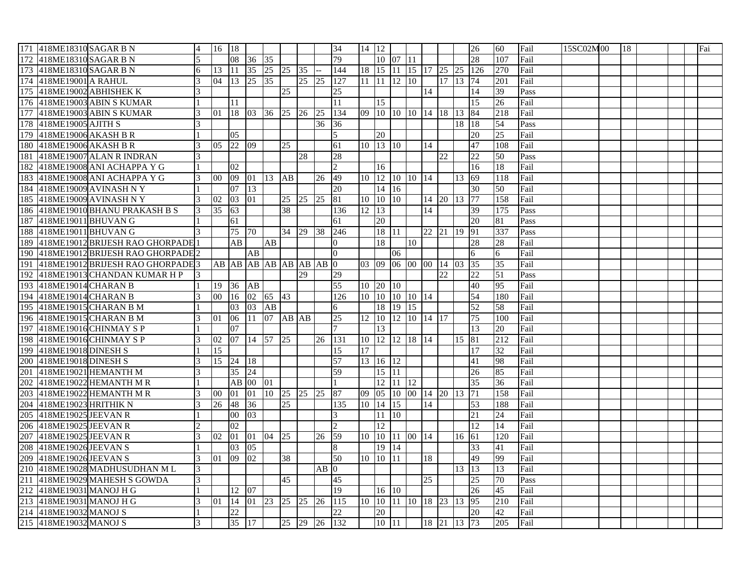| | | | | | | | | | | | | | | | | | | | | | | | | | | | | |
|---|---|---|---|---|---|---|---|---|---|---|---|---|---|---|---|---|---|---|---|---|---|---|---|---|---|---|---|---|
| 171 | 418ME18310 | SAGAR B N | 4 | 16 | 18 | | | | | | 34 | 14 | 12 | | | | | | 26 | 60 | Fail | 15SC02M | 00 | 18 | | | | Fai |
| 172 | 418ME18310 | SAGAR B N | 5 | | 08 | 36 | 35 | | | | 79 | | 10 | 07 | 11 | | | | 28 | 107 | Fail | | | | | | | |
| 173 | 418ME18310 | SAGAR B N | 6 | 13 | 11 | 35 | 25 | 25 | 35 | -- | 144 | 18 | 15 | 11 | 15 | 17 | 25 | 25 | 126 | 270 | Fail | | | | | | | |
| 174 | 418ME19001 | A RAHUL | 3 | 04 | 13 | 25 | 35 | | 25 | 25 | 127 | 11 | 11 | 12 | 10 | | 17 | 13 | 74 | 201 | Fail | | | | | | | |
| 175 | 418ME19002 | ABHISHEK K | 3 | | | | | 25 | | | 25 | | | | | 14 | | | 14 | 39 | Pass | | | | | | | |
| 176 | 418ME19003 | ABIN S KUMAR | 1 | | 11 | | | | | | 11 | | 15 | | | | | | 15 | 26 | Fail | | | | | | | |
| 177 | 418ME19003 | ABIN S KUMAR | 3 | 01 | 18 | 03 | 36 | 25 | 26 | 25 | 134 | 09 | 10 | 10 | 10 | 14 | 18 | 13 | 84 | 218 | Fail | | | | | | | |
| 178 | 418ME19005 | AJITH S | 3 | | | | | | | 36 | 36 | | | | | | | 18 | 18 | 54 | Pass | | | | | | | |
| 179 | 418ME19006 | AKASH B R | 1 | | 05 | | | | | | 5 | | 20 | | | | | | 20 | 25 | Fail | | | | | | | |
| 180 | 418ME19006 | AKASH B R | 3 | 05 | 22 | 09 | | 25 | | | 61 | 10 | 13 | 10 | | 14 | | | 47 | 108 | Fail | | | | | | | |
| 181 | 418ME19007 | ALAN R INDRAN | 3 | | | | | | 28 | | 28 | | | | | | 22 | | 22 | 50 | Pass | | | | | | | |
| 182 | 418ME19008 | ANI ACHAPPA Y G | 1 | | 02 | | | | | | 2 | | 16 | | | | | | 16 | 18 | Fail | | | | | | | |
| 183 | 418ME19008 | ANI ACHAPPA Y G | 3 | 00 | 09 | 01 | 13 | AB | | 26 | 49 | 10 | 12 | 10 | 10 | 14 | | 13 | 69 | 118 | Fail | | | | | | | |
| 184 | 418ME19009 | AVINASH N Y | 1 | | 07 | 13 | | | | | 20 | | 14 | 16 | | | | | 30 | 50 | Fail | | | | | | | |
| 185 | 418ME19009 | AVINASH N Y | 3 | 02 | 03 | 01 | | 25 | 25 | 25 | 81 | 10 | 10 | 10 | | 14 | 20 | 13 | 77 | 158 | Fail | | | | | | | |
| 186 | 418ME19010 | BHANU PRAKASH B S | 3 | 35 | 63 | | | 38 | | | 136 | 12 | 13 | | | 14 | | | 39 | 175 | Pass | | | | | | | |
| 187 | 418ME19011 | BHUVAN G | 1 | | 61 | | | | | | 61 | | 20 | | | | | | 20 | 81 | Pass | | | | | | | |
| 188 | 418ME19011 | BHUVAN G | 3 | | 75 | 70 | | 34 | 29 | 38 | 246 | | 18 | 11 | | 22 | 21 | 19 | 91 | 337 | Pass | | | | | | | |
| 189 | 418ME19012 | BRIJESH RAO GHORPADE | 1 | | AB | | AB | | | | 0 | | 18 | | 10 | | | | 28 | 28 | Fail | | | | | | | |
| 190 | 418ME19012 | BRIJESH RAO GHORPADE | 2 | | | AB | | | | | 0 | | | 06 | | | | | 6 | 6 | Fail | | | | | | | |
| 191 | 418ME19012 | BRIJESH RAO GHORPADE | 3 | AB | AB | AB | AB | AB | AB | AB | 0 | 03 | 09 | 06 | 00 | 00 | 14 | 03 | 35 | 35 | Fail | | | | | | | |
| 192 | 418ME19013 | CHANDAN KUMAR H P | 3 | | | | | | 29 | | 29 | | | | | | 22 | | 22 | 51 | Pass | | | | | | | |
| 193 | 418ME19014 | CHARAN B | 1 | 19 | 36 | AB | | | | | 55 | 10 | 20 | 10 | | | | | 40 | 95 | Fail | | | | | | | |
| 194 | 418ME19014 | CHARAN B | 3 | 00 | 16 | 02 | 65 | 43 | | | 126 | 10 | 10 | 10 | 10 | 14 | | | 54 | 180 | Fail | | | | | | | |
| 195 | 418ME19015 | CHARAN B M | 1 | | 03 | 03 | AB | | | | 6 | | 18 | 19 | 15 | | | | 52 | 58 | Fail | | | | | | | |
| 196 | 418ME19015 | CHARAN B M | 3 | 01 | 06 | 11 | 07 | AB | AB | | 25 | 12 | 10 | 12 | 10 | 14 | 17 | | 75 | 100 | Fail | | | | | | | |
| 197 | 418ME19016 | CHINMAY S P | 1 | | 07 | | | | | | 7 | | 13 | | | | | | 13 | 20 | Fail | | | | | | | |
| 198 | 418ME19016 | CHINMAY S P | 3 | 02 | 07 | 14 | 57 | 25 | | 26 | 131 | 10 | 12 | 12 | 18 | 14 | | 15 | 81 | 212 | Fail | | | | | | | |
| 199 | 418ME19018 | DINESH S | 1 | 15 | | | | | | | 15 | 17 | | | | | | | 17 | 32 | Fail | | | | | | | |
| 200 | 418ME19018 | DINESH S | 3 | 15 | 24 | 18 | | | | | 57 | 13 | 16 | 12 | | | | | 41 | 98 | Fail | | | | | | | |
| 201 | 418ME19021 | HEMANTH M | 3 | | 35 | 24 | | | | | 59 | | 15 | 11 | | | | | 26 | 85 | Fail | | | | | | | |
| 202 | 418ME19022 | HEMANTH M R | 1 | | AB | 00 | 01 | | | | 1 | | 12 | 11 | 12 | | | | 35 | 36 | Fail | | | | | | | |
| 203 | 418ME19022 | HEMANTH M R | 3 | 00 | 01 | 01 | 10 | 25 | 25 | 25 | 87 | 09 | 05 | 10 | 00 | 14 | 20 | 13 | 71 | 158 | Fail | | | | | | | |
| 204 | 418ME19023 | HRITHIK N | 3 | 26 | 48 | 36 | | 25 | | | 135 | 10 | 14 | 15 | | 14 | | | 53 | 188 | Fail | | | | | | | |
| 205 | 418ME19025 | JEEVAN R | 1 | | 00 | 03 | | | | | 3 | | 11 | 10 | | | | | 21 | 24 | Fail | | | | | | | |
| 206 | 418ME19025 | JEEVAN R | 2 | | 02 | | | | | | 2 | | 12 | | | | | | 12 | 14 | Fail | | | | | | | |
| 207 | 418ME19025 | JEEVAN R | 3 | 02 | 01 | 01 | 04 | 25 | | 26 | 59 | 10 | 10 | 11 | 00 | 14 | | 16 | 61 | 120 | Fail | | | | | | | |
| 208 | 418ME19026 | JEEVAN S | 1 | | 03 | 05 | | | | | 8 | | 19 | 14 | | | | | 33 | 41 | Fail | | | | | | | |
| 209 | 418ME19026 | JEEVAN S | 3 | 01 | 09 | 02 | | 38 | | | 50 | 10 | 10 | 11 | | 18 | | | 49 | 99 | Fail | | | | | | | |
| 210 | 418ME19028 | MADHUSUDHAN M L | 3 | | | | | | | AB | 0 | | | | | | | 13 | 13 | 13 | Fail | | | | | | | |
| 211 | 418ME19029 | MAHESH S GOWDA | 3 | | | | | 45 | | | 45 | | | | | 25 | | | 25 | 70 | Pass | | | | | | | |
| 212 | 418ME19031 | MANOJ H G | 1 | | 12 | 07 | | | | | 19 | | 16 | 10 | | | | | 26 | 45 | Fail | | | | | | | |
| 213 | 418ME19031 | MANOJ H G | 3 | 01 | 14 | 01 | 23 | 25 | 25 | 26 | 115 | 10 | 10 | 11 | 10 | 18 | 23 | 13 | 95 | 210 | Fail | | | | | | | |
| 214 | 418ME19032 | MANOJ S | 1 | | 22 | | | | | | 22 | | 20 | | | | | | 20 | 42 | Fail | | | | | | | |
| 215 | 418ME19032 | MANOJ S | 3 | | 35 | 17 | | 25 | 29 | 26 | 132 | | 10 | 11 | | 18 | 21 | 13 | 73 | 205 | Fail | | | | | | | |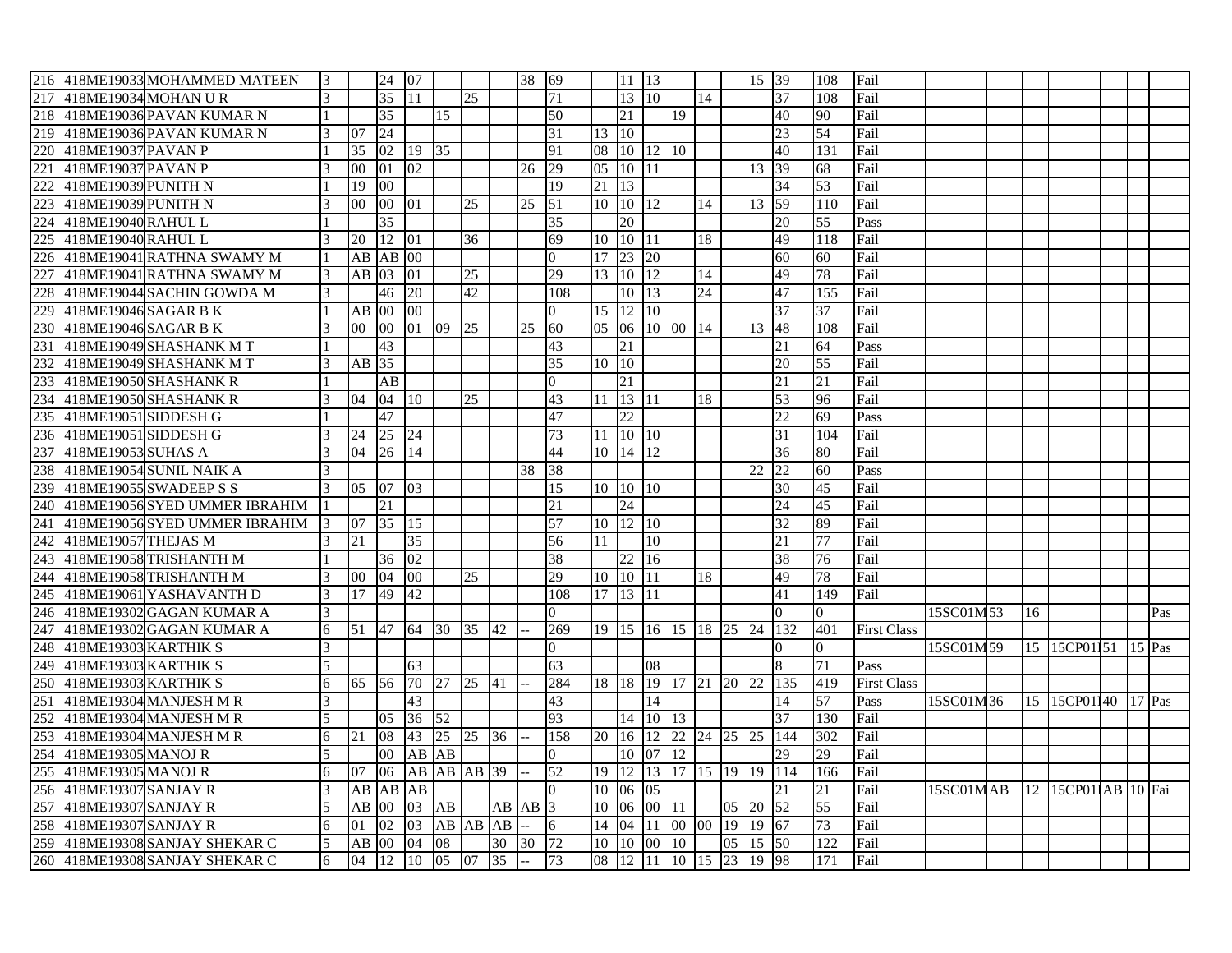| | | | | | | | | | | | | | | | | | | | | | | | | | | | | |
|---|---|---|---|---|---|---|---|---|---|---|---|---|---|---|---|---|---|---|---|---|---|---|---|---|---|---|---|---|
| 216 | 418ME19033 | MOHAMMED MATEEN | 3 | | 24 | 07 | | | | 38 | 69 | | 11 | 13 | | | | 15 | 39 | 108 | Fail | | | | | | | |
| 217 | 418ME19034 | MOHAN U R | 3 | | 35 | 11 | | 25 | | | 71 | | 13 | 10 | | 14 | | | 37 | 108 | Fail | | | | | | | |
| 218 | 418ME19036 | PAVAN KUMAR N | 1 | | 35 | | 15 | | | | 50 | | 21 | | 19 | | | | 40 | 90 | Fail | | | | | | | |
| 219 | 418ME19036 | PAVAN KUMAR N | 3 | 07 | 24 | | | | | | 31 | 13 | 10 | | | | | | 23 | 54 | Fail | | | | | | | |
| 220 | 418ME19037 | PAVAN P | 1 | 35 | 02 | 19 | 35 | | | | 91 | 08 | 10 | 12 | 10 | | | | 40 | 131 | Fail | | | | | | | |
| 221 | 418ME19037 | PAVAN P | 3 | 00 | 01 | 02 | | | | 26 | 29 | 05 | 10 | 11 | | | | 13 | 39 | 68 | Fail | | | | | | | |
| 222 | 418ME19039 | PUNITH N | 1 | 19 | 00 | | | | | | 19 | 21 | 13 | | | | | | 34 | 53 | Fail | | | | | | | |
| 223 | 418ME19039 | PUNITH N | 3 | 00 | 00 | 01 | | 25 | | 25 | 51 | 10 | 10 | 12 | | 14 | | 13 | 59 | 110 | Fail | | | | | | | |
| 224 | 418ME19040 | RAHUL L | 1 | | 35 | | | | | | 35 | | 20 | | | | | | 20 | 55 | Pass | | | | | | | |
| 225 | 418ME19040 | RAHUL L | 3 | 20 | 12 | 01 | | 36 | | | 69 | 10 | 10 | 11 | | 18 | | | 49 | 118 | Fail | | | | | | | |
| 226 | 418ME19041 | RATHNA SWAMY M | 1 | AB | AB | 00 | | | | | 0 | 17 | 23 | 20 | | | | | 60 | 60 | Fail | | | | | | | |
| 227 | 418ME19041 | RATHNA SWAMY M | 3 | AB | 03 | 01 | | 25 | | | 29 | 13 | 10 | 12 | | 14 | | | 49 | 78 | Fail | | | | | | | |
| 228 | 418ME19044 | SACHIN GOWDA M | 3 | | 46 | 20 | | 42 | | | 108 | | 10 | 13 | | 24 | | | 47 | 155 | Fail | | | | | | | |
| 229 | 418ME19046 | SAGAR B K | 1 | AB | 00 | 00 | | | | | 0 | 15 | 12 | 10 | | | | | 37 | 37 | Fail | | | | | | | |
| 230 | 418ME19046 | SAGAR B K | 3 | 00 | 00 | 01 | 09 | 25 | | 25 | 60 | 05 | 06 | 10 | 00 | 14 | | 13 | 48 | 108 | Fail | | | | | | | |
| 231 | 418ME19049 | SHASHANK M T | 1 | | 43 | | | | | | 43 | | 21 | | | | | | 21 | 64 | Pass | | | | | | | |
| 232 | 418ME19049 | SHASHANK M T | 3 | AB | 35 | | | | | | 35 | 10 | 10 | | | | | | 20 | 55 | Fail | | | | | | | |
| 233 | 418ME19050 | SHASHANK R | 1 | | AB | | | | | | 0 | | 21 | | | | | | 21 | 21 | Fail | | | | | | | |
| 234 | 418ME19050 | SHASHANK R | 3 | 04 | 04 | 10 | | 25 | | | 43 | 11 | 13 | 11 | | 18 | | | 53 | 96 | Fail | | | | | | | |
| 235 | 418ME19051 | SIDDESH G | 1 | | 47 | | | | | | 47 | | 22 | | | | | | 22 | 69 | Pass | | | | | | | |
| 236 | 418ME19051 | SIDDESH G | 3 | 24 | 25 | 24 | | | | | 73 | 11 | 10 | 10 | | | | | 31 | 104 | Fail | | | | | | | |
| 237 | 418ME19053 | SUHAS A | 3 | 04 | 26 | 14 | | | | | 44 | 10 | 14 | 12 | | | | | 36 | 80 | Fail | | | | | | | |
| 238 | 418ME19054 | SUNIL NAIK A | 3 | | | | | | | 38 | 38 | | | | | | | 22 | 22 | 60 | Pass | | | | | | | |
| 239 | 418ME19055 | SWADEEP S S | 3 | 05 | 07 | 03 | | | | | 15 | 10 | 10 | 10 | | | | | 30 | 45 | Fail | | | | | | | |
| 240 | 418ME19056 | SYED UMMER IBRAHIM | 1 | | 21 | | | | | | 21 | | 24 | | | | | | 24 | 45 | Fail | | | | | | | |
| 241 | 418ME19056 | SYED UMMER IBRAHIM | 3 | 07 | 35 | 15 | | | | | 57 | 10 | 12 | 10 | | | | | 32 | 89 | Fail | | | | | | | |
| 242 | 418ME19057 | THEJAS M | 3 | 21 | | 35 | | | | | 56 | 11 | | 10 | | | | | 21 | 77 | Fail | | | | | | | |
| 243 | 418ME19058 | TRISHANTH M | 1 | | 36 | 02 | | | | | 38 | | 22 | 16 | | | | | 38 | 76 | Fail | | | | | | | |
| 244 | 418ME19058 | TRISHANTH M | 3 | 00 | 04 | 00 | | 25 | | | 29 | 10 | 10 | 11 | | 18 | | | 49 | 78 | Fail | | | | | | | |
| 245 | 418ME19061 | YASHAVANTH D | 3 | 17 | 49 | 42 | | | | | 108 | 17 | 13 | 11 | | | | | 41 | 149 | Fail | | | | | | | |
| 246 | 418ME19302 | GAGAN KUMAR A | 3 | | | | | | | | 0 | | | | | | | | 0 | 0 | | 15SC01M | 53 | 16 | | | | Pas |
| 247 | 418ME19302 | GAGAN KUMAR A | 6 | 51 | 47 | 64 | 30 | 35 | 42 | -- | 269 | 19 | 15 | 16 | 15 | 18 | 25 | 24 | 132 | 401 | First Class | | | | | | | |
| 248 | 418ME19303 | KARTHIK S | 3 | | | | | | | | 0 | | | | | | | | 0 | 0 | | 15SC01M | 59 | 15 | 15CP01 | 51 | 15 | Pas |
| 249 | 418ME19303 | KARTHIK S | 5 | | | 63 | | | | | 63 | | | 08 | | | | | 8 | 71 | Pass | | | | | | | |
| 250 | 418ME19303 | KARTHIK S | 6 | 65 | 56 | 70 | 27 | 25 | 41 | -- | 284 | 18 | 18 | 19 | 17 | 21 | 20 | 22 | 135 | 419 | First Class | | | | | | | |
| 251 | 418ME19304 | MANJESH M R | 3 | | | 43 | | | | | 43 | | | 14 | | | | | 14 | 57 | Pass | 15SC01M | 36 | 15 | 15CP01 | 40 | 17 | Pas |
| 252 | 418ME19304 | MANJESH M R | 5 | | 05 | 36 | 52 | | | | 93 | | 14 | 10 | 13 | | | | 37 | 130 | Fail | | | | | | | |
| 253 | 418ME19304 | MANJESH M R | 6 | 21 | 08 | 43 | 25 | 25 | 36 | -- | 158 | 20 | 16 | 12 | 22 | 24 | 25 | 25 | 144 | 302 | Fail | | | | | | | |
| 254 | 418ME19305 | MANOJ R | 5 | | 00 | AB | AB | | | | 0 | | 10 | 07 | 12 | | | | 29 | 29 | Fail | | | | | | | |
| 255 | 418ME19305 | MANOJ R | 6 | 07 | 06 | AB | AB | AB | 39 | -- | 52 | 19 | 12 | 13 | 17 | 15 | 19 | 19 | 114 | 166 | Fail | | | | | | | |
| 256 | 418ME19307 | SANJAY R | 3 | AB | AB | AB | | | | | 0 | 10 | 06 | 05 | | | | | 21 | 21 | Fail | 15SC01M | AB | 12 | 15CP01 | AB | 10 | Fai |
| 257 | 418ME19307 | SANJAY R | 5 | AB | 00 | 03 | AB | | AB | AB | 3 | 10 | 06 | 00 | 11 | | 05 | 20 | 52 | 55 | Fail | | | | | | | |
| 258 | 418ME19307 | SANJAY R | 6 | 01 | 02 | 03 | AB | AB | AB | -- | 6 | 14 | 04 | 11 | 00 | 00 | 19 | 19 | 67 | 73 | Fail | | | | | | | |
| 259 | 418ME19308 | SANJAY SHEKAR C | 5 | AB | 00 | 04 | 08 | | 30 | 30 | 72 | 10 | 10 | 00 | 10 | | 05 | 15 | 50 | 122 | Fail | | | | | | | |
| 260 | 418ME19308 | SANJAY SHEKAR C | 6 | 04 | 12 | 10 | 05 | 07 | 35 | -- | 73 | 08 | 12 | 11 | 10 | 15 | 23 | 19 | 98 | 171 | Fail | | | | | | | |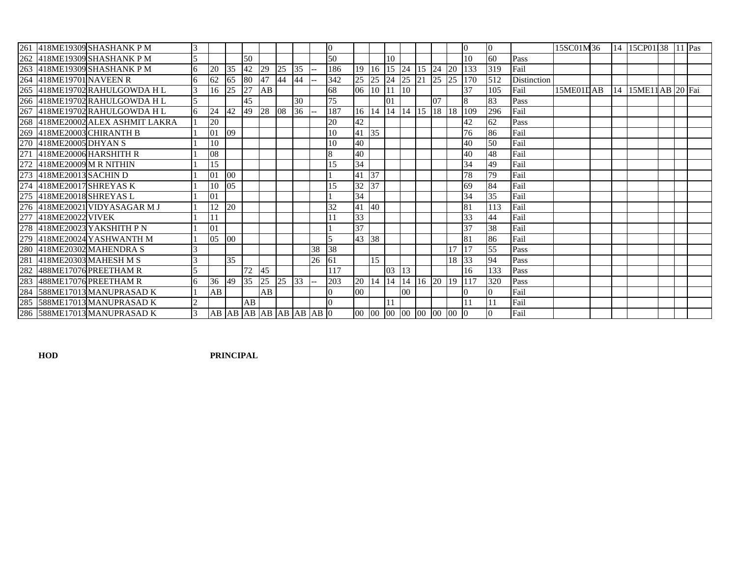| | | | | | | | | | | | | | | | | | | | | | | | | | | | | |
|---|---|---|---|---|---|---|---|---|---|---|---|---|---|---|---|---|---|---|---|---|---|---|---|---|---|---|---|---|
| 261 | 418ME19309 | SHASHANK P M | 3 | | | | | | | | 0 | | | | | | | | 0 | 0 | | 15SC01M | 36 | 14 | 15CP01 | 38 | 11 | Pas |
| 262 | 418ME19309 | SHASHANK P M | 5 | | | 50 | | | | | 50 | | | 10 | | | | | 10 | 60 | Pass | | | | | | | |
| 263 | 418ME19309 | SHASHANK P M | 6 | 20 | 35 | 42 | 29 | 25 | 35 | -- | 186 | 19 | 16 | 15 | 24 | 15 | 24 | 20 | 133 | 319 | Fail | | | | | | | |
| 264 | 418ME19701 | NAVEEN R | 6 | 62 | 65 | 80 | 47 | 44 | 44 | -- | 342 | 25 | 25 | 24 | 25 | 21 | 25 | 25 | 170 | 512 | Distinction | | | | | | | |
| 265 | 418ME19702 | RAHULGOWDA H L | 3 | 16 | 25 | 27 | AB | | | | 68 | 06 | 10 | 11 | 10 | | | | 37 | 105 | Fail | 15ME01D | AB | 14 | 15ME11 | AB | 20 | Fai |
| 266 | 418ME19702 | RAHULGOWDA H L | 5 | | | 45 | | | 30 | | 75 | | | 01 | | | 07 | | 8 | 83 | Pass | | | | | | | |
| 267 | 418ME19702 | RAHULGOWDA H L | 6 | 24 | 42 | 49 | 28 | 08 | 36 | -- | 187 | 16 | 14 | 14 | 14 | 15 | 18 | 18 | 109 | 296 | Fail | | | | | | | |
| 268 | 418ME20002 | ALEX ASHMIT LAKRA | 1 | 20 | | | | | | | 20 | 42 | | | | | | | 42 | 62 | Pass | | | | | | | |
| 269 | 418ME20003 | CHIRANTH B | 1 | 01 | 09 | | | | | | 10 | 41 | 35 | | | | | | 76 | 86 | Fail | | | | | | | |
| 270 | 418ME20005 | DHYAN S | 1 | 10 | | | | | | | 10 | 40 | | | | | | | 40 | 50 | Fail | | | | | | | |
| 271 | 418ME20006 | HARSHITH R | 1 | 08 | | | | | | | 8 | 40 | | | | | | | 40 | 48 | Fail | | | | | | | |
| 272 | 418ME20009 | M R NITHIN | 1 | 15 | | | | | | | 15 | 34 | | | | | | | 34 | 49 | Fail | | | | | | | |
| 273 | 418ME20013 | SACHIN D | 1 | 01 | 00 | | | | | | 1 | 41 | 37 | | | | | | 78 | 79 | Fail | | | | | | | |
| 274 | 418ME20017 | SHREYAS K | 1 | 10 | 05 | | | | | | 15 | 32 | 37 | | | | | | 69 | 84 | Fail | | | | | | | |
| 275 | 418ME20018 | SHREYAS L | 1 | 01 | | | | | | | 1 | 34 | | | | | | | 34 | 35 | Fail | | | | | | | |
| 276 | 418ME20021 | VIDYASAGAR M J | 1 | 12 | 20 | | | | | | 32 | 41 | 40 | | | | | | 81 | 113 | Fail | | | | | | | |
| 277 | 418ME20022 | VIVEK | 1 | 11 | | | | | | | 11 | 33 | | | | | | | 33 | 44 | Fail | | | | | | | |
| 278 | 418ME20023 | YAKSHITH P N | 1 | 01 | | | | | | | 1 | 37 | | | | | | | 37 | 38 | Fail | | | | | | | |
| 279 | 418ME20024 | YASHWANTH M | 1 | 05 | 00 | | | | | | 5 | 43 | 38 | | | | | | 81 | 86 | Fail | | | | | | | |
| 280 | 418ME20302 | MAHENDRA S | 3 | | | | | | | 38 | 38 | | | | | | | 17 | 17 | 55 | Pass | | | | | | | |
| 281 | 418ME20303 | MAHESH M S | 3 | | 35 | | | | | 26 | 61 | | 15 | | | | | 18 | 33 | 94 | Pass | | | | | | | |
| 282 | 488ME17076 | PREETHAM R | 5 | | | 72 | 45 | | | | 117 | | | 03 | 13 | | | | 16 | 133 | Pass | | | | | | | |
| 283 | 488ME17076 | PREETHAM R | 6 | 36 | 49 | 35 | 25 | 25 | 33 | -- | 203 | 20 | 14 | 14 | 14 | 16 | 20 | 19 | 117 | 320 | Pass | | | | | | | |
| 284 | 588ME17013 | MANUPRASAD K | 1 | AB | | | AB | | | | 0 | 00 | | | 00 | | | | 0 | 0 | Fail | | | | | | | |
| 285 | 588ME17013 | MANUPRASAD K | 2 | | | AB | | | | | 0 | | | 11 | | | | | 11 | 11 | Fail | | | | | | | |
| 286 | 588ME17013 | MANUPRASAD K | 3 | AB | AB | AB | AB | AB | AB | AB | 0 | 00 | 00 | 00 | 00 | 00 | 00 | 00 | 0 | 0 | Fail | | | | | | | |

**HOD** **PRINCIPAL**